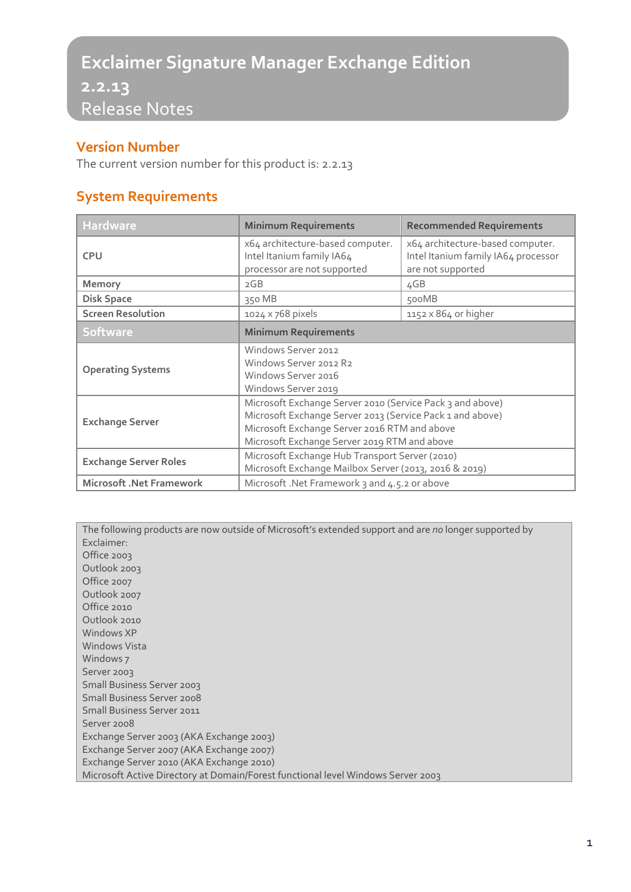# Exclaimer Signature Manager Exchange Edition 2.2.13

Release Notes

## Version Number

The current version number for this product is: 2.2.13

## System Requirements

| Hardware | Minimum Requirements | Recommended Requirements |
|---|---|---|
| CPU | x64 architecture-based computer. Intel Itanium family IA64 processor are not supported | x64 architecture-based computer. Intel Itanium family IA64 processor are not supported |
| Memory | 2GB | 4GB |
| Disk Space | 350 MB | 500MB |
| Screen Resolution | 1024 x 768 pixels | 1152 x 864 or higher |
| **Software** | **Minimum Requirements** | |
| Operating Systems | Windows Server 2012<br>Windows Server 2012 R2<br>Windows Server 2016<br>Windows Server 2019 | |
| Exchange Server | Microsoft Exchange Server 2010 (Service Pack 3 and above)<br>Microsoft Exchange Server 2013 (Service Pack 1 and above)<br>Microsoft Exchange Server 2016 RTM and above<br>Microsoft Exchange Server 2019 RTM and above | |
| Exchange Server Roles | Microsoft Exchange Hub Transport Server (2010)<br>Microsoft Exchange Mailbox Server (2013, 2016 & 2019) | |
| Microsoft .Net Framework | Microsoft .Net Framework 3 and 4.5.2 or above | |

The following products are now outside of Microsoft's extended support and are *no* longer supported by Exclaimer:

Office 2003  
Outlook 2003  
Office 2007  
Outlook 2007  
Office 2010  
Outlook 2010  
Windows XP  
Windows Vista  
Windows 7  
Server 2003  
Small Business Server 2003  
Small Business Server 2008  
Small Business Server 2011  
Server 2008  
Exchange Server 2003 (AKA Exchange 2003)  
Exchange Server 2007 (AKA Exchange 2007)  
Exchange Server 2010 (AKA Exchange 2010)  
Microsoft Active Directory at Domain/Forest functional level Windows Server 2003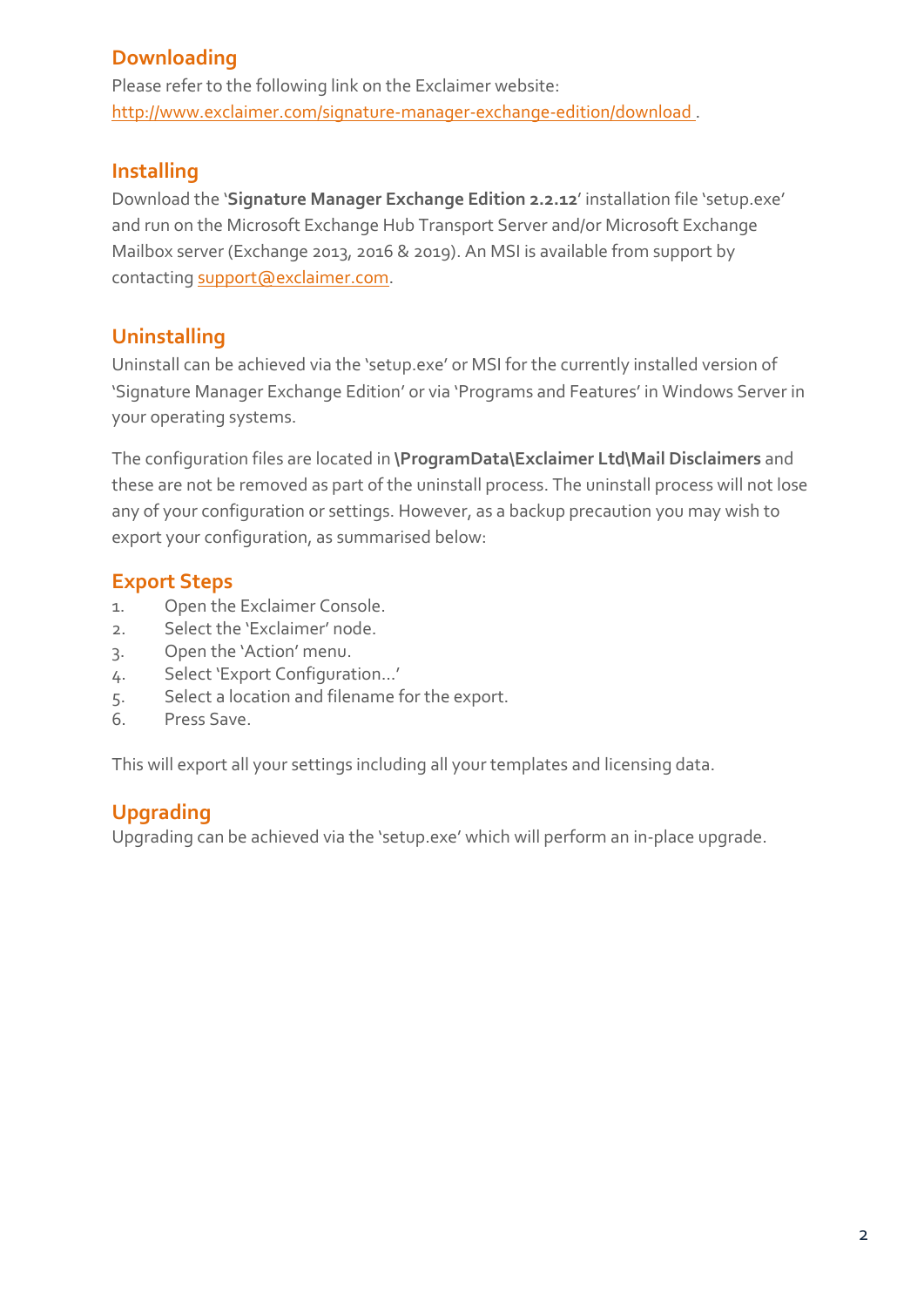## Downloading

Please refer to the following link on the Exclaimer website:
[http://www.exclaimer.com/signature-manager-exchange-edition/download](http://www.exclaimer.com/signature-manager-exchange-edition/download) .

## Installing

Download the '**Signature Manager Exchange Edition 2.2.12**' installation file 'setup.exe' and run on the Microsoft Exchange Hub Transport Server and/or Microsoft Exchange Mailbox server (Exchange 2013, 2016 & 2019). An MSI is available from support by contacting [support@exclaimer.com](mailto:support@exclaimer.com).

## Uninstalling

Uninstall can be achieved via the 'setup.exe' or MSI for the currently installed version of 'Signature Manager Exchange Edition' or via 'Programs and Features' in Windows Server in your operating systems.

The configuration files are located in **\ProgramData\Exclaimer Ltd\Mail Disclaimers** and these are not be removed as part of the uninstall process. The uninstall process will not lose any of your configuration or settings. However, as a backup precaution you may wish to export your configuration, as summarised below:

## Export Steps

1. Open the Exclaimer Console.
2. Select the 'Exclaimer' node.
3. Open the 'Action' menu.
4. Select 'Export Configuration...'
5. Select a location and filename for the export.
6. Press Save.

This will export all your settings including all your templates and licensing data.

## Upgrading

Upgrading can be achieved via the 'setup.exe' which will perform an in-place upgrade.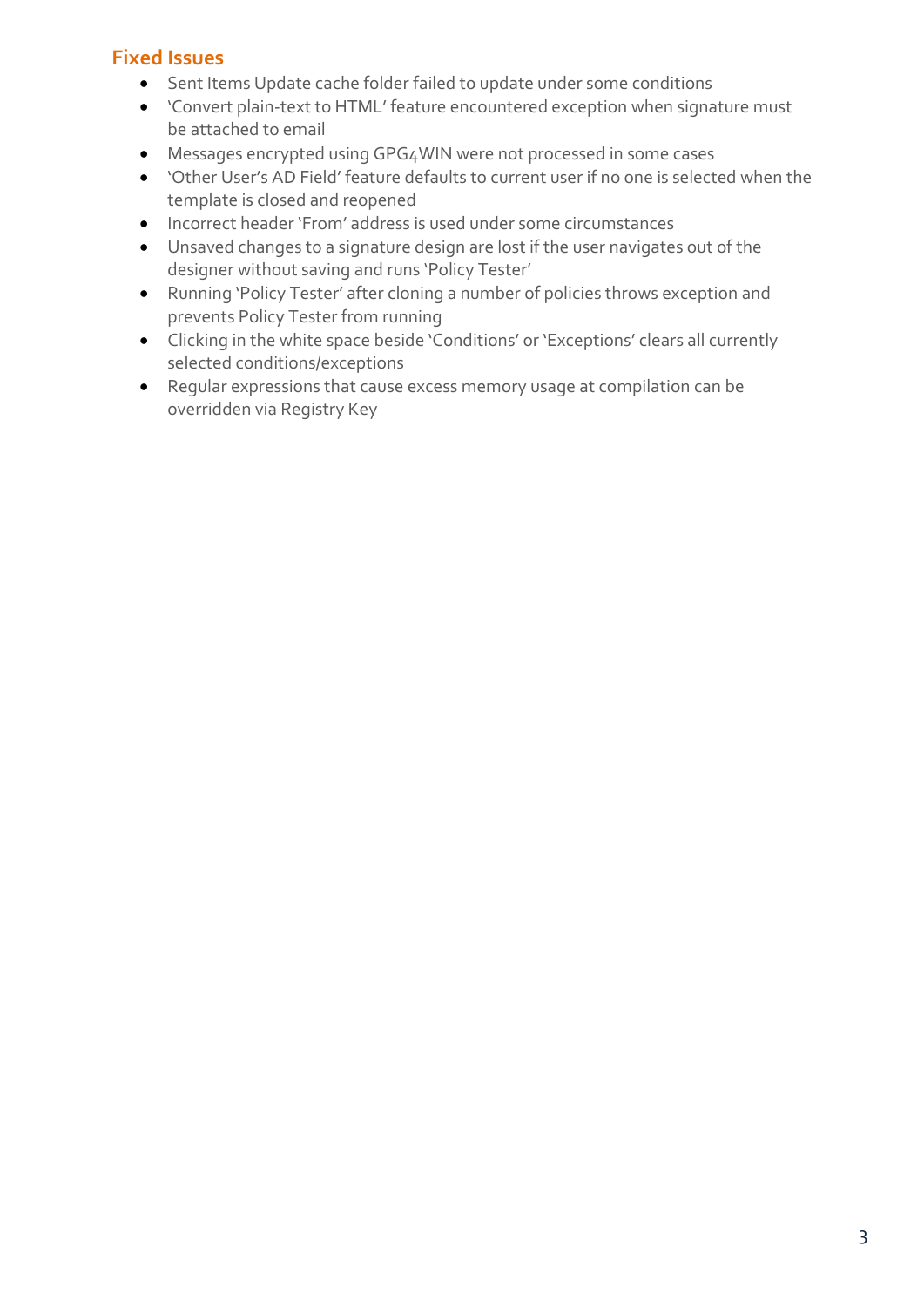## Fixed Issues

- Sent Items Update cache folder failed to update under some conditions
- 'Convert plain-text to HTML' feature encountered exception when signature must be attached to email
- Messages encrypted using GPG4WIN were not processed in some cases
- 'Other User's AD Field' feature defaults to current user if no one is selected when the template is closed and reopened
- Incorrect header 'From' address is used under some circumstances
- Unsaved changes to a signature design are lost if the user navigates out of the designer without saving and runs 'Policy Tester'
- Running 'Policy Tester' after cloning a number of policies throws exception and prevents Policy Tester from running
- Clicking in the white space beside 'Conditions' or 'Exceptions' clears all currently selected conditions/exceptions
- Regular expressions that cause excess memory usage at compilation can be overridden via Registry Key